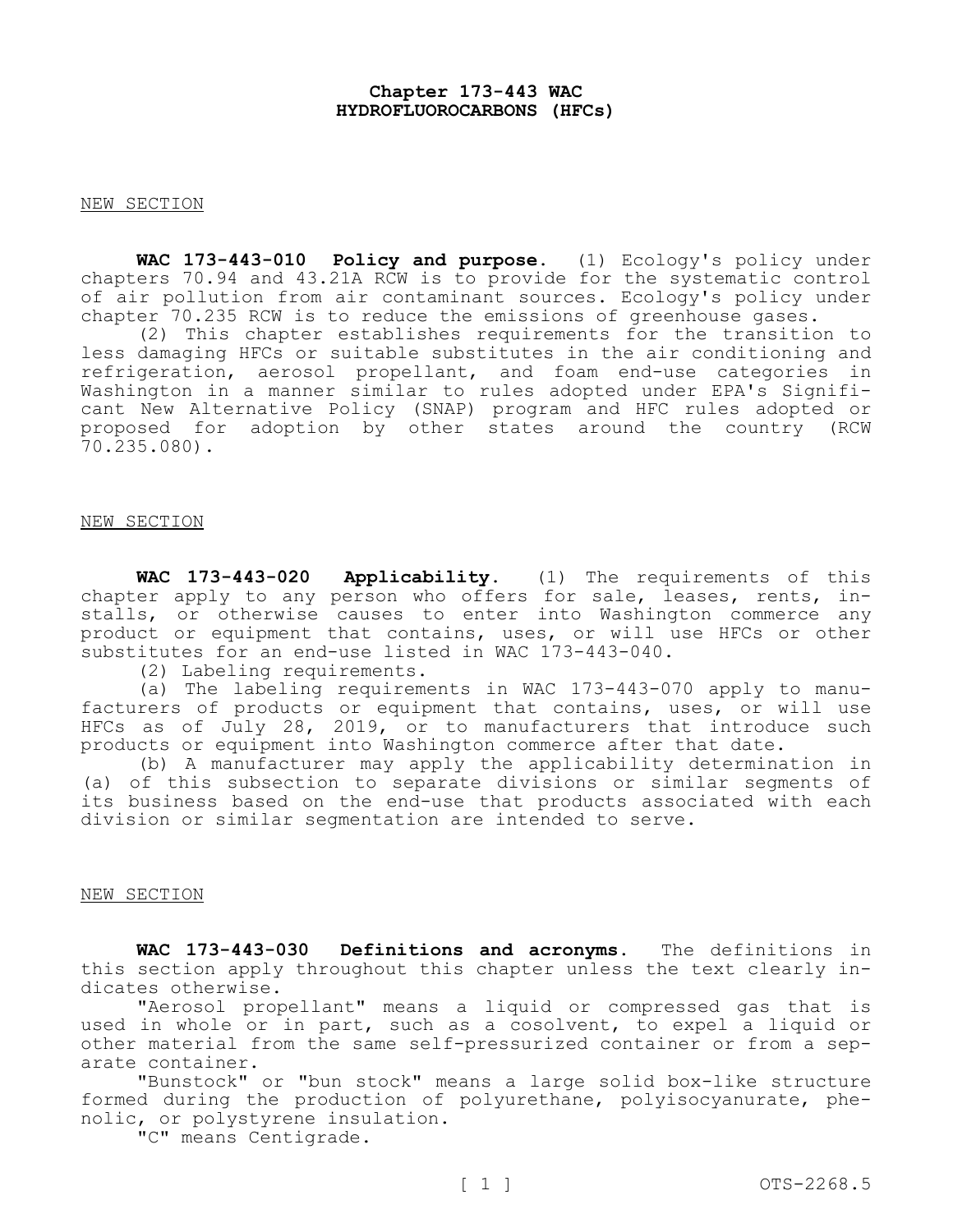# Chapter 173-443 WAC
# HYDROFLUOROCARBONS (HFCs)

NEW SECTION

**WAC 173-443-010 Policy and purpose.** (1) Ecology's policy under chapters 70.94 and 43.21A RCW is to provide for the systematic control of air pollution from air contaminant sources. Ecology's policy under chapter 70.235 RCW is to reduce the emissions of greenhouse gases.

(2) This chapter establishes requirements for the transition to less damaging HFCs or suitable substitutes in the air conditioning and refrigeration, aerosol propellant, and foam end-use categories in Washington in a manner similar to rules adopted under EPA's Significant New Alternative Policy (SNAP) program and HFC rules adopted or proposed for adoption by other states around the country (RCW 70.235.080).

NEW SECTION

**WAC 173-443-020 Applicability.** (1) The requirements of this chapter apply to any person who offers for sale, leases, rents, installs, or otherwise causes to enter into Washington commerce any product or equipment that contains, uses, or will use HFCs or other substitutes for an end-use listed in WAC 173-443-040.

(2) Labeling requirements.

(a) The labeling requirements in WAC 173-443-070 apply to manufacturers of products or equipment that contains, uses, or will use HFCs as of July 28, 2019, or to manufacturers that introduce such products or equipment into Washington commerce after that date.

(b) A manufacturer may apply the applicability determination in (a) of this subsection to separate divisions or similar segments of its business based on the end-use that products associated with each division or similar segmentation are intended to serve.

NEW SECTION

**WAC 173-443-030 Definitions and acronyms.** The definitions in this section apply throughout this chapter unless the text clearly indicates otherwise.

"Aerosol propellant" means a liquid or compressed gas that is used in whole or in part, such as a cosolvent, to expel a liquid or other material from the same self-pressurized container or from a separate container.

"Bunstock" or "bun stock" means a large solid box-like structure formed during the production of polyurethane, polyisocyanurate, phenolic, or polystyrene insulation.

"C" means Centigrade.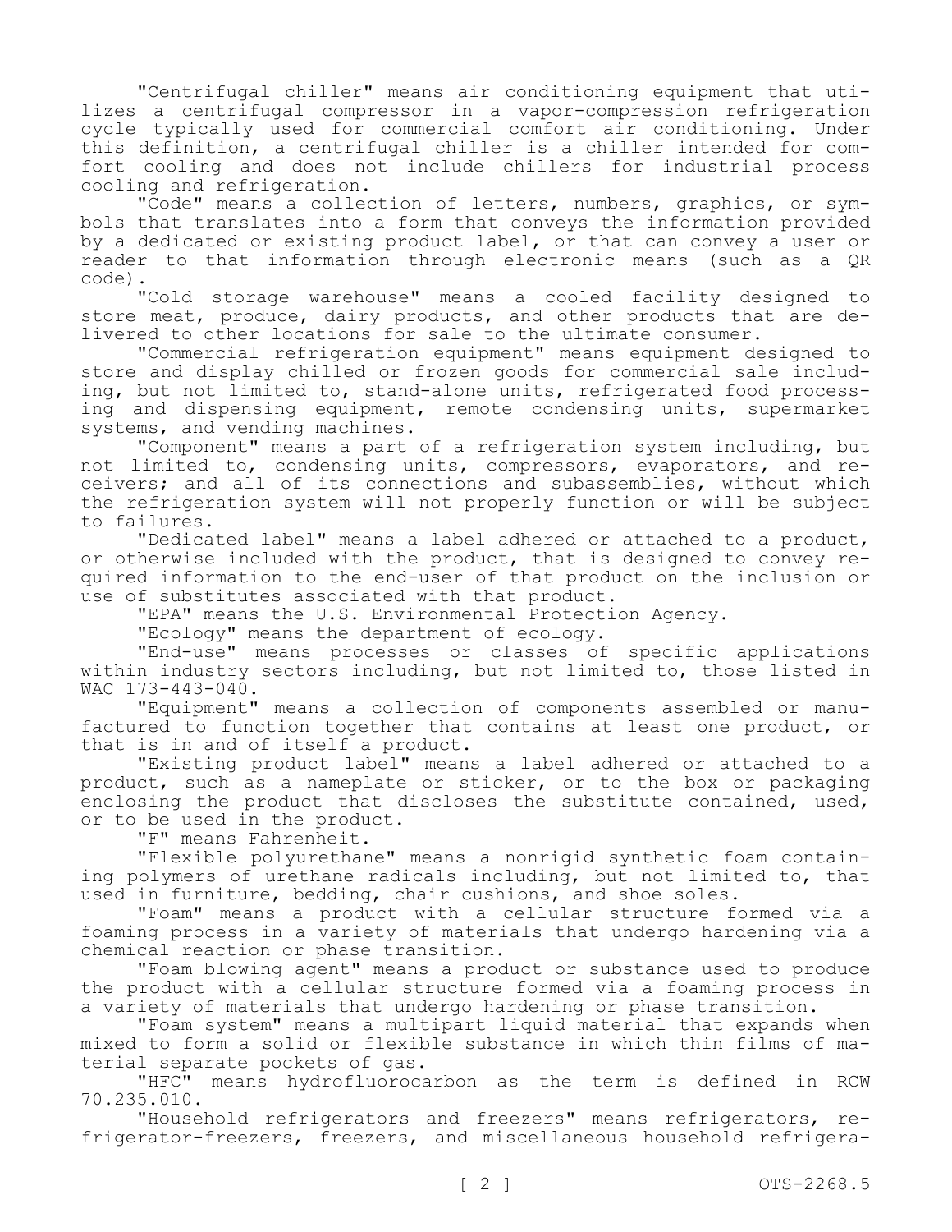"Centrifugal chiller" means air conditioning equipment that utilizes a centrifugal compressor in a vapor-compression refrigeration cycle typically used for commercial comfort air conditioning. Under this definition, a centrifugal chiller is a chiller intended for comfort cooling and does not include chillers for industrial process cooling and refrigeration.

"Code" means a collection of letters, numbers, graphics, or symbols that translates into a form that conveys the information provided by a dedicated or existing product label, or that can convey a user or reader to that information through electronic means (such as a QR code).

"Cold storage warehouse" means a cooled facility designed to store meat, produce, dairy products, and other products that are delivered to other locations for sale to the ultimate consumer.

"Commercial refrigeration equipment" means equipment designed to store and display chilled or frozen goods for commercial sale including, but not limited to, stand-alone units, refrigerated food processing and dispensing equipment, remote condensing units, supermarket systems, and vending machines.

"Component" means a part of a refrigeration system including, but not limited to, condensing units, compressors, evaporators, and receivers; and all of its connections and subassemblies, without which the refrigeration system will not properly function or will be subject to failures.

"Dedicated label" means a label adhered or attached to a product, or otherwise included with the product, that is designed to convey required information to the end-user of that product on the inclusion or use of substitutes associated with that product.

"EPA" means the U.S. Environmental Protection Agency.

"Ecology" means the department of ecology.

"End-use" means processes or classes of specific applications within industry sectors including, but not limited to, those listed in WAC 173-443-040.

"Equipment" means a collection of components assembled or manufactured to function together that contains at least one product, or that is in and of itself a product.

"Existing product label" means a label adhered or attached to a product, such as a nameplate or sticker, or to the box or packaging enclosing the product that discloses the substitute contained, used, or to be used in the product.

"F" means Fahrenheit.

"Flexible polyurethane" means a nonrigid synthetic foam containing polymers of urethane radicals including, but not limited to, that used in furniture, bedding, chair cushions, and shoe soles.

"Foam" means a product with a cellular structure formed via a foaming process in a variety of materials that undergo hardening via a chemical reaction or phase transition.

"Foam blowing agent" means a product or substance used to produce the product with a cellular structure formed via a foaming process in a variety of materials that undergo hardening or phase transition.

"Foam system" means a multipart liquid material that expands when mixed to form a solid or flexible substance in which thin films of material separate pockets of gas.

"HFC" means hydrofluorocarbon as the term is defined in RCW 70.235.010.

"Household refrigerators and freezers" means refrigerators, refrigerator-freezers, freezers, and miscellaneous household refrigera-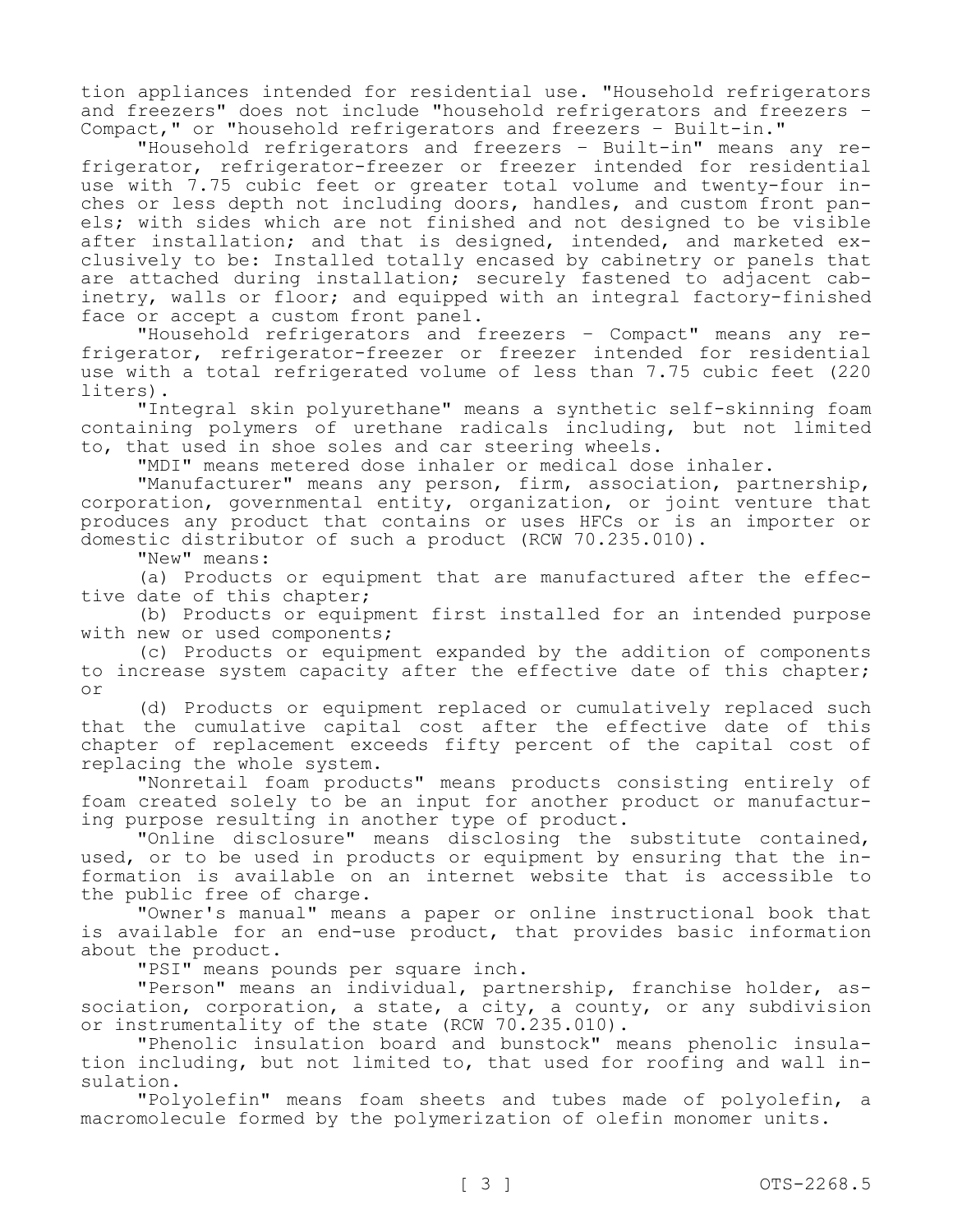tion appliances intended for residential use. "Household refrigerators and freezers" does not include "household refrigerators and freezers - Compact," or "household refrigerators and freezers - Built-in."

"Household refrigerators and freezers - Built-in" means any refrigerator, refrigerator-freezer or freezer intended for residential use with 7.75 cubic feet or greater total volume and twenty-four inches or less depth not including doors, handles, and custom front panels; with sides which are not finished and not designed to be visible after installation; and that is designed, intended, and marketed exclusively to be: Installed totally encased by cabinetry or panels that are attached during installation; securely fastened to adjacent cabinetry, walls or floor; and equipped with an integral factory-finished face or accept a custom front panel.

"Household refrigerators and freezers - Compact" means any refrigerator, refrigerator-freezer or freezer intended for residential use with a total refrigerated volume of less than 7.75 cubic feet (220 liters).

"Integral skin polyurethane" means a synthetic self-skinning foam containing polymers of urethane radicals including, but not limited to, that used in shoe soles and car steering wheels.

"MDI" means metered dose inhaler or medical dose inhaler.

"Manufacturer" means any person, firm, association, partnership, corporation, governmental entity, organization, or joint venture that produces any product that contains or uses HFCs or is an importer or domestic distributor of such a product (RCW 70.235.010).

"New" means:

(a) Products or equipment that are manufactured after the effective date of this chapter;

(b) Products or equipment first installed for an intended purpose with new or used components;

(c) Products or equipment expanded by the addition of components to increase system capacity after the effective date of this chapter; or

(d) Products or equipment replaced or cumulatively replaced such that the cumulative capital cost after the effective date of this chapter of replacement exceeds fifty percent of the capital cost of replacing the whole system.

"Nonretail foam products" means products consisting entirely of foam created solely to be an input for another product or manufacturing purpose resulting in another type of product.

"Online disclosure" means disclosing the substitute contained, used, or to be used in products or equipment by ensuring that the information is available on an internet website that is accessible to the public free of charge.

"Owner's manual" means a paper or online instructional book that is available for an end-use product, that provides basic information about the product.

"PSI" means pounds per square inch.

"Person" means an individual, partnership, franchise holder, association, corporation, a state, a city, a county, or any subdivision or instrumentality of the state (RCW 70.235.010).

"Phenolic insulation board and bunstock" means phenolic insulation including, but not limited to, that used for roofing and wall insulation.

"Polyolefin" means foam sheets and tubes made of polyolefin, a macromolecule formed by the polymerization of olefin monomer units.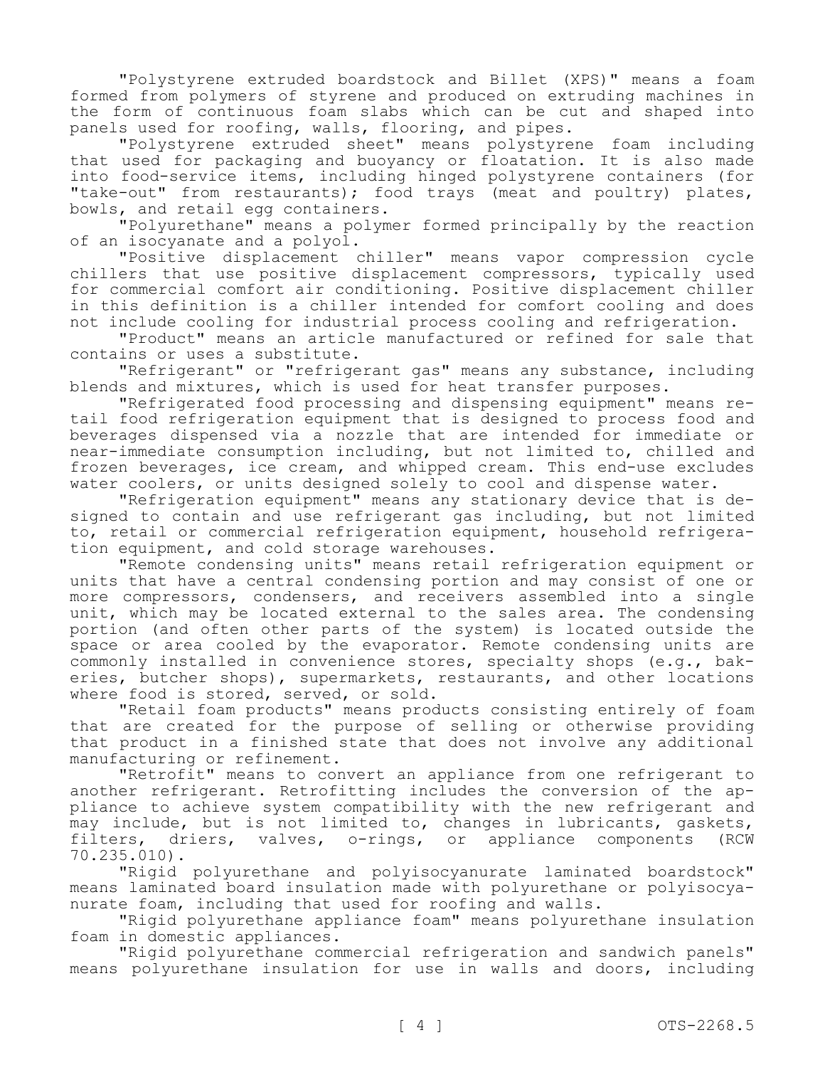"Polystyrene extruded boardstock and Billet (XPS)" means a foam formed from polymers of styrene and produced on extruding machines in the form of continuous foam slabs which can be cut and shaped into panels used for roofing, walls, flooring, and pipes.

"Polystyrene extruded sheet" means polystyrene foam including that used for packaging and buoyancy or floatation. It is also made into food-service items, including hinged polystyrene containers (for "take-out" from restaurants); food trays (meat and poultry) plates, bowls, and retail egg containers.

"Polyurethane" means a polymer formed principally by the reaction of an isocyanate and a polyol.

"Positive displacement chiller" means vapor compression cycle chillers that use positive displacement compressors, typically used for commercial comfort air conditioning. Positive displacement chiller in this definition is a chiller intended for comfort cooling and does not include cooling for industrial process cooling and refrigeration.

"Product" means an article manufactured or refined for sale that contains or uses a substitute.

"Refrigerant" or "refrigerant gas" means any substance, including blends and mixtures, which is used for heat transfer purposes.

"Refrigerated food processing and dispensing equipment" means retail food refrigeration equipment that is designed to process food and beverages dispensed via a nozzle that are intended for immediate or near-immediate consumption including, but not limited to, chilled and frozen beverages, ice cream, and whipped cream. This end-use excludes water coolers, or units designed solely to cool and dispense water.

"Refrigeration equipment" means any stationary device that is designed to contain and use refrigerant gas including, but not limited to, retail or commercial refrigeration equipment, household refrigeration equipment, and cold storage warehouses.

"Remote condensing units" means retail refrigeration equipment or units that have a central condensing portion and may consist of one or more compressors, condensers, and receivers assembled into a single unit, which may be located external to the sales area. The condensing portion (and often other parts of the system) is located outside the space or area cooled by the evaporator. Remote condensing units are commonly installed in convenience stores, specialty shops (e.g., bakeries, butcher shops), supermarkets, restaurants, and other locations where food is stored, served, or sold.

"Retail foam products" means products consisting entirely of foam that are created for the purpose of selling or otherwise providing that product in a finished state that does not involve any additional manufacturing or refinement.

"Retrofit" means to convert an appliance from one refrigerant to another refrigerant. Retrofitting includes the conversion of the appliance to achieve system compatibility with the new refrigerant and may include, but is not limited to, changes in lubricants, gaskets, filters, driers, valves, o-rings, or appliance components (RCW 70.235.010).

"Rigid polyurethane and polyisocyanurate laminated boardstock" means laminated board insulation made with polyurethane or polyisocyanurate foam, including that used for roofing and walls.

"Rigid polyurethane appliance foam" means polyurethane insulation foam in domestic appliances.

"Rigid polyurethane commercial refrigeration and sandwich panels" means polyurethane insulation for use in walls and doors, including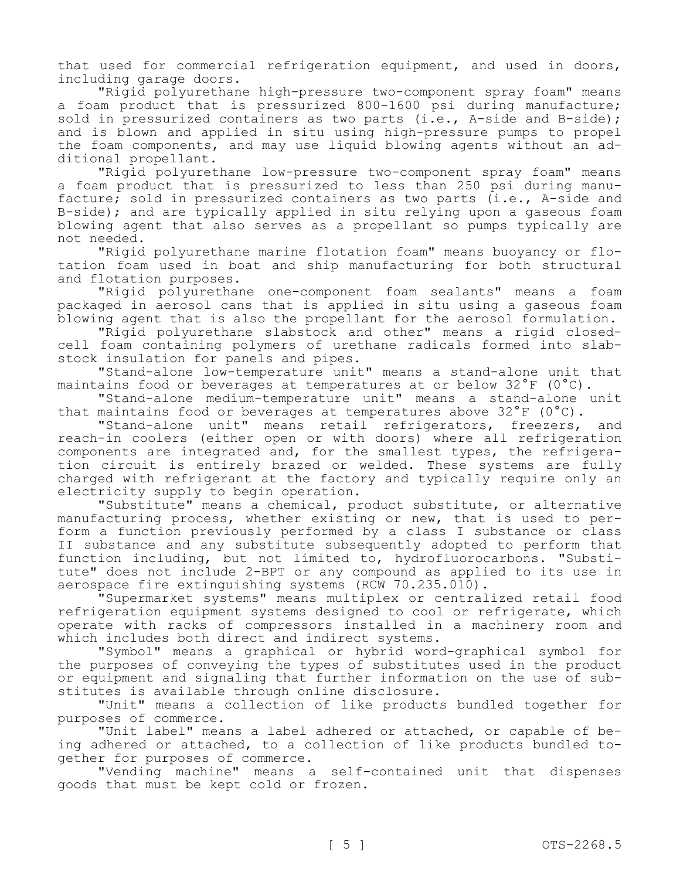that used for commercial refrigeration equipment, and used in doors, including garage doors.

"Rigid polyurethane high-pressure two-component spray foam" means a foam product that is pressurized 800-1600 psi during manufacture; sold in pressurized containers as two parts (i.e., A-side and B-side); and is blown and applied in situ using high-pressure pumps to propel the foam components, and may use liquid blowing agents without an additional propellant.

"Rigid polyurethane low-pressure two-component spray foam" means a foam product that is pressurized to less than 250 psi during manufacture; sold in pressurized containers as two parts (i.e., A-side and B-side); and are typically applied in situ relying upon a gaseous foam blowing agent that also serves as a propellant so pumps typically are not needed.

"Rigid polyurethane marine flotation foam" means buoyancy or flotation foam used in boat and ship manufacturing for both structural and flotation purposes.

"Rigid polyurethane one-component foam sealants" means a foam packaged in aerosol cans that is applied in situ using a gaseous foam blowing agent that is also the propellant for the aerosol formulation.

"Rigid polyurethane slabstock and other" means a rigid closed-cell foam containing polymers of urethane radicals formed into slabstock insulation for panels and pipes.

"Stand-alone low-temperature unit" means a stand-alone unit that maintains food or beverages at temperatures at or below 32°F (0°C).

"Stand-alone medium-temperature unit" means a stand-alone unit that maintains food or beverages at temperatures above 32°F (0°C).

"Stand-alone unit" means retail refrigerators, freezers, and reach-in coolers (either open or with doors) where all refrigeration components are integrated and, for the smallest types, the refrigeration circuit is entirely brazed or welded. These systems are fully charged with refrigerant at the factory and typically require only an electricity supply to begin operation.

"Substitute" means a chemical, product substitute, or alternative manufacturing process, whether existing or new, that is used to perform a function previously performed by a class I substance or class II substance and any substitute subsequently adopted to perform that function including, but not limited to, hydrofluorocarbons. "Substitute" does not include 2-BPT or any compound as applied to its use in aerospace fire extinguishing systems (RCW 70.235.010).

"Supermarket systems" means multiplex or centralized retail food refrigeration equipment systems designed to cool or refrigerate, which operate with racks of compressors installed in a machinery room and which includes both direct and indirect systems.

"Symbol" means a graphical or hybrid word-graphical symbol for the purposes of conveying the types of substitutes used in the product or equipment and signaling that further information on the use of substitutes is available through online disclosure.

"Unit" means a collection of like products bundled together for purposes of commerce.

"Unit label" means a label adhered or attached, or capable of being adhered or attached, to a collection of like products bundled together for purposes of commerce.

"Vending machine" means a self-contained unit that dispenses goods that must be kept cold or frozen.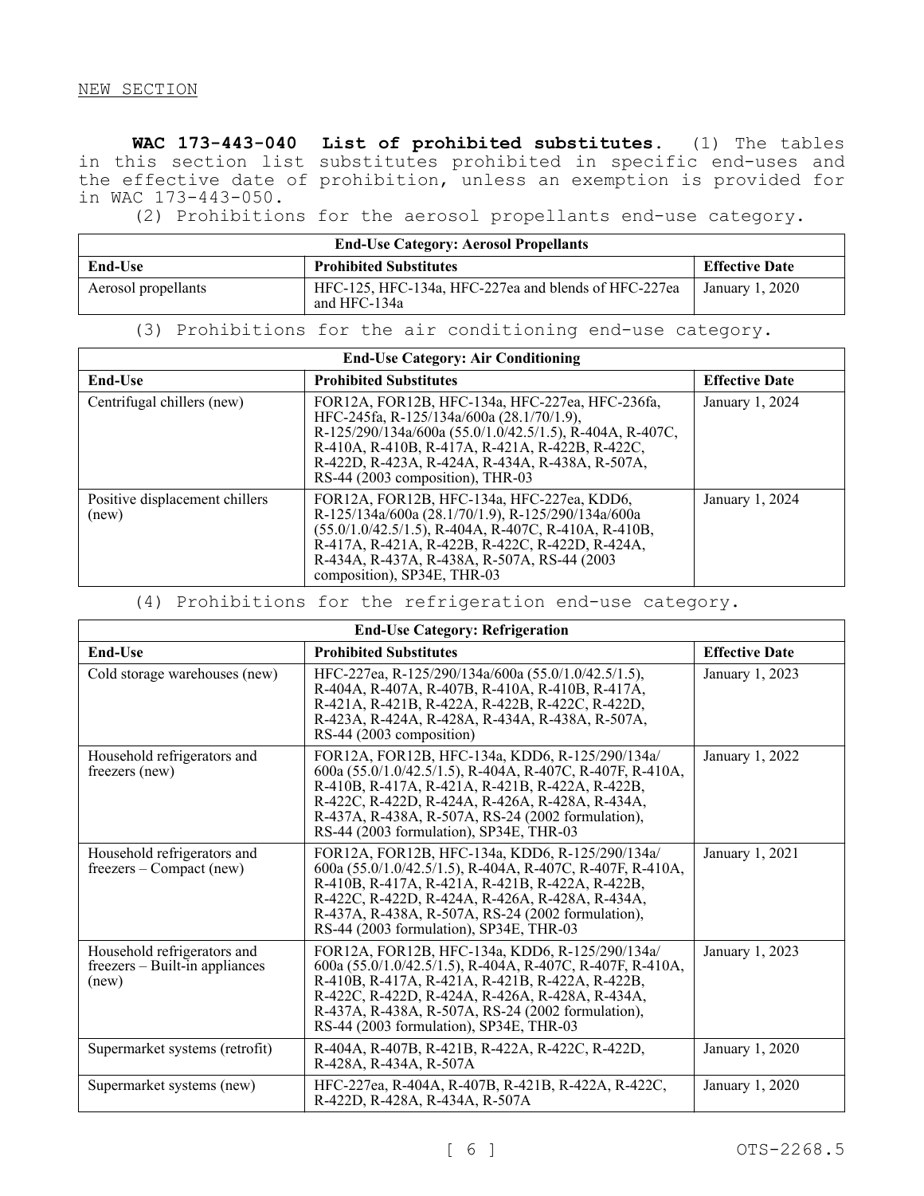NEW SECTION

**WAC 173-443-040 List of prohibited substitutes.** (1) The tables in this section list substitutes prohibited in specific end-uses and the effective date of prohibition, unless an exemption is provided for in WAC 173-443-050.

(2) Prohibitions for the aerosol propellants end-use category.

| End-Use Category: Aerosol Propellants | | |
|---|---|---|
| **End-Use** | **Prohibited Substitutes** | **Effective Date** |
| Aerosol propellants | HFC-125, HFC-134a, HFC-227ea and blends of HFC-227ea and HFC-134a | January 1, 2020 |

(3) Prohibitions for the air conditioning end-use category.

| End-Use Category: Air Conditioning | | |
|---|---|---|
| **End-Use** | **Prohibited Substitutes** | **Effective Date** |
| Centrifugal chillers (new) | FOR12A, FOR12B, HFC-134a, HFC-227ea, HFC-236fa, HFC-245fa, R-125/134a/600a (28.1/70/1.9), R-125/290/134a/600a (55.0/1.0/42.5/1.5), R-404A, R-407C, R-410A, R-410B, R-417A, R-421A, R-422B, R-422C, R-422D, R-423A, R-424A, R-434A, R-438A, R-507A, RS-44 (2003 composition), THR-03 | January 1, 2024 |
| Positive displacement chillers (new) | FOR12A, FOR12B, HFC-134a, HFC-227ea, KDD6, R-125/134a/600a (28.1/70/1.9), R-125/290/134a/600a (55.0/1.0/42.5/1.5), R-404A, R-407C, R-410A, R-410B, R-417A, R-421A, R-422B, R-422C, R-422D, R-424A, R-434A, R-437A, R-438A, R-507A, RS-44 (2003 composition), SP34E, THR-03 | January 1, 2024 |

(4) Prohibitions for the refrigeration end-use category.

| End-Use Category: Refrigeration | | |
|---|---|---|
| **End-Use** | **Prohibited Substitutes** | **Effective Date** |
| Cold storage warehouses (new) | HFC-227ea, R-125/290/134a/600a (55.0/1.0/42.5/1.5), R-404A, R-407A, R-407B, R-410A, R-410B, R-417A, R-421A, R-421B, R-422A, R-422B, R-422C, R-422D, R-423A, R-424A, R-428A, R-434A, R-438A, R-507A, RS-44 (2003 composition) | January 1, 2023 |
| Household refrigerators and freezers (new) | FOR12A, FOR12B, HFC-134a, KDD6, R-125/290/134a/600a (55.0/1.0/42.5/1.5), R-404A, R-407C, R-407F, R-410A, R-410B, R-417A, R-421A, R-421B, R-422A, R-422B, R-422C, R-422D, R-424A, R-426A, R-428A, R-434A, R-437A, R-438A, R-507A, RS-24 (2002 formulation), RS-44 (2003 formulation), SP34E, THR-03 | January 1, 2022 |
| Household refrigerators and freezers – Compact (new) | FOR12A, FOR12B, HFC-134a, KDD6, R-125/290/134a/600a (55.0/1.0/42.5/1.5), R-404A, R-407C, R-407F, R-410A, R-410B, R-417A, R-421A, R-421B, R-422A, R-422B, R-422C, R-422D, R-424A, R-426A, R-428A, R-434A, R-437A, R-438A, R-507A, RS-24 (2002 formulation), RS-44 (2003 formulation), SP34E, THR-03 | January 1, 2021 |
| Household refrigerators and freezers – Built-in appliances (new) | FOR12A, FOR12B, HFC-134a, KDD6, R-125/290/134a/600a (55.0/1.0/42.5/1.5), R-404A, R-407C, R-407F, R-410A, R-410B, R-417A, R-421A, R-421B, R-422A, R-422B, R-422C, R-422D, R-424A, R-426A, R-428A, R-434A, R-437A, R-438A, R-507A, RS-24 (2002 formulation), RS-44 (2003 formulation), SP34E, THR-03 | January 1, 2023 |
| Supermarket systems (retrofit) | R-404A, R-407B, R-421B, R-422A, R-422C, R-422D, R-428A, R-434A, R-507A | January 1, 2020 |
| Supermarket systems (new) | HFC-227ea, R-404A, R-407B, R-421B, R-422A, R-422C, R-422D, R-428A, R-434A, R-507A | January 1, 2020 |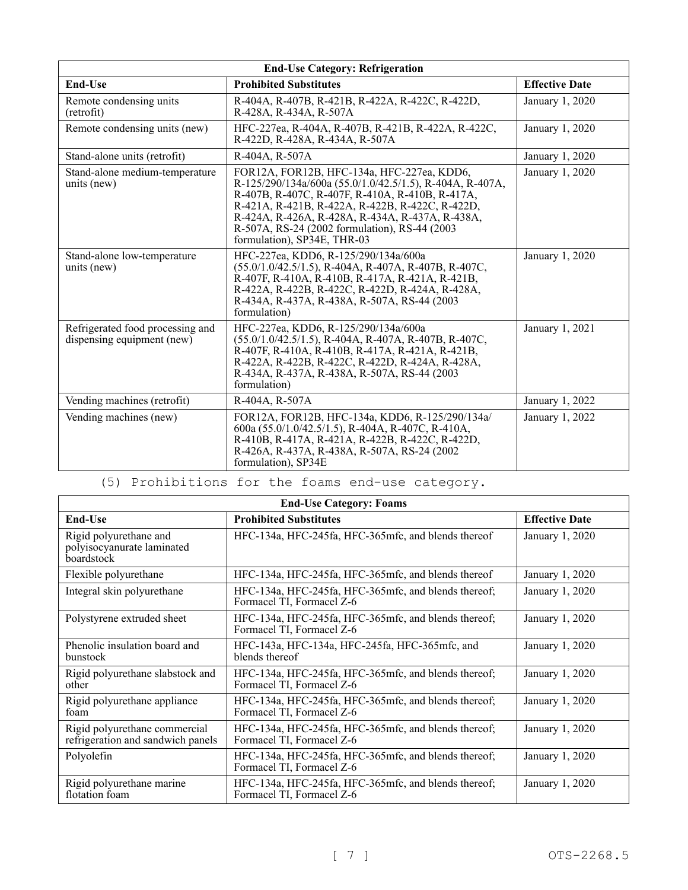| End-Use Category: Refrigeration | | |
|---|---|---|
| **End-Use** | **Prohibited Substitutes** | **Effective Date** |
| Remote condensing units (retrofit) | R-404A, R-407B, R-421B, R-422A, R-422C, R-422D, R-428A, R-434A, R-507A | January 1, 2020 |
| Remote condensing units (new) | HFC-227ea, R-404A, R-407B, R-421B, R-422A, R-422C, R-422D, R-428A, R-434A, R-507A | January 1, 2020 |
| Stand-alone units (retrofit) | R-404A, R-507A | January 1, 2020 |
| Stand-alone medium-temperature units (new) | FOR12A, FOR12B, HFC-134a, HFC-227ea, KDD6, R-125/290/134a/600a (55.0/1.0/42.5/1.5), R-404A, R-407A, R-407B, R-407C, R-407F, R-410A, R-410B, R-417A, R-421A, R-421B, R-422A, R-422B, R-422C, R-422D, R-424A, R-426A, R-428A, R-434A, R-437A, R-438A, R-507A, RS-24 (2002 formulation), RS-44 (2003 formulation), SP34E, THR-03 | January 1, 2020 |
| Stand-alone low-temperature units (new) | HFC-227ea, KDD6, R-125/290/134a/600a (55.0/1.0/42.5/1.5), R-404A, R-407A, R-407B, R-407C, R-407F, R-410A, R-410B, R-417A, R-421A, R-421B, R-422A, R-422B, R-422C, R-422D, R-424A, R-428A, R-434A, R-437A, R-438A, R-507A, RS-44 (2003 formulation) | January 1, 2020 |
| Refrigerated food processing and dispensing equipment (new) | HFC-227ea, KDD6, R-125/290/134a/600a (55.0/1.0/42.5/1.5), R-404A, R-407A, R-407B, R-407C, R-407F, R-410A, R-410B, R-417A, R-421A, R-421B, R-422A, R-422B, R-422C, R-422D, R-424A, R-428A, R-434A, R-437A, R-438A, R-507A, RS-44 (2003 formulation) | January 1, 2021 |
| Vending machines (retrofit) | R-404A, R-507A | January 1, 2022 |
| Vending machines (new) | FOR12A, FOR12B, HFC-134a, KDD6, R-125/290/134a/600a (55.0/1.0/42.5/1.5), R-404A, R-407C, R-410A, R-410B, R-417A, R-421A, R-422B, R-422C, R-422D, R-426A, R-437A, R-438A, R-507A, RS-24 (2002 formulation), SP34E | January 1, 2022 |

(5) Prohibitions for the foams end-use category.

| End-Use Category: Foams | | |
|---|---|---|
| **End-Use** | **Prohibited Substitutes** | **Effective Date** |
| Rigid polyurethane and polyisocyanurate laminated boardstock | HFC-134a, HFC-245fa, HFC-365mfc, and blends thereof | January 1, 2020 |
| Flexible polyurethane | HFC-134a, HFC-245fa, HFC-365mfc, and blends thereof | January 1, 2020 |
| Integral skin polyurethane | HFC-134a, HFC-245fa, HFC-365mfc, and blends thereof; Formacel TI, Formacel Z-6 | January 1, 2020 |
| Polystyrene extruded sheet | HFC-134a, HFC-245fa, HFC-365mfc, and blends thereof; Formacel TI, Formacel Z-6 | January 1, 2020 |
| Phenolic insulation board and bunstock | HFC-143a, HFC-134a, HFC-245fa, HFC-365mfc, and blends thereof | January 1, 2020 |
| Rigid polyurethane slabstock and other | HFC-134a, HFC-245fa, HFC-365mfc, and blends thereof; Formacel TI, Formacel Z-6 | January 1, 2020 |
| Rigid polyurethane appliance foam | HFC-134a, HFC-245fa, HFC-365mfc, and blends thereof; Formacel TI, Formacel Z-6 | January 1, 2020 |
| Rigid polyurethane commercial refrigeration and sandwich panels | HFC-134a, HFC-245fa, HFC-365mfc, and blends thereof; Formacel TI, Formacel Z-6 | January 1, 2020 |
| Polyolefin | HFC-134a, HFC-245fa, HFC-365mfc, and blends thereof; Formacel TI, Formacel Z-6 | January 1, 2020 |
| Rigid polyurethane marine flotation foam | HFC-134a, HFC-245fa, HFC-365mfc, and blends thereof; Formacel TI, Formacel Z-6 | January 1, 2020 |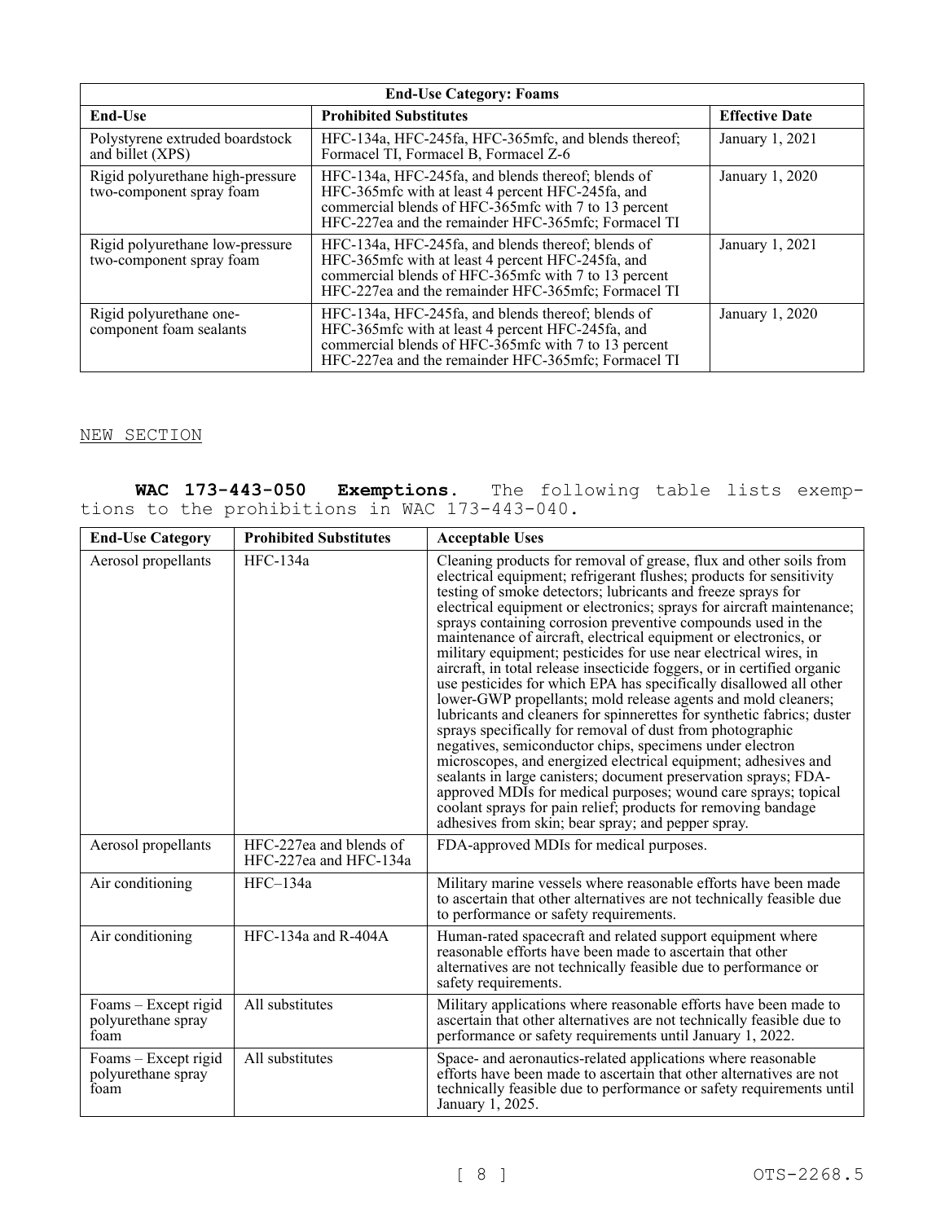| End-Use Category: Foams | | |
|---|---|---|
| **End-Use** | **Prohibited Substitutes** | **Effective Date** |
| Polystyrene extruded boardstock and billet (XPS) | HFC-134a, HFC-245fa, HFC-365mfc, and blends thereof; Formacel TI, Formacel B, Formacel Z-6 | January 1, 2021 |
| Rigid polyurethane high-pressure two-component spray foam | HFC-134a, HFC-245fa, and blends thereof; blends of HFC-365mfc with at least 4 percent HFC-245fa, and commercial blends of HFC-365mfc with 7 to 13 percent HFC-227ea and the remainder HFC-365mfc; Formacel TI | January 1, 2020 |
| Rigid polyurethane low-pressure two-component spray foam | HFC-134a, HFC-245fa, and blends thereof; blends of HFC-365mfc with at least 4 percent HFC-245fa, and commercial blends of HFC-365mfc with 7 to 13 percent HFC-227ea and the remainder HFC-365mfc; Formacel TI | January 1, 2021 |
| Rigid polyurethane one-component foam sealants | HFC-134a, HFC-245fa, and blends thereof; blends of HFC-365mfc with at least 4 percent HFC-245fa, and commercial blends of HFC-365mfc with 7 to 13 percent HFC-227ea and the remainder HFC-365mfc; Formacel TI | January 1, 2020 |

NEW SECTION

**WAC 173-443-050 Exemptions.** The following table lists exemptions to the prohibitions in WAC 173-443-040.

| End-Use Category | Prohibited Substitutes | Acceptable Uses |
|---|---|---|
| Aerosol propellants | HFC-134a | Cleaning products for removal of grease, flux and other soils from electrical equipment; refrigerant flushes; products for sensitivity testing of smoke detectors; lubricants and freeze sprays for electrical equipment or electronics; sprays for aircraft maintenance; sprays containing corrosion preventive compounds used in the maintenance of aircraft, electrical equipment or electronics, or military equipment; pesticides for use near electrical wires, in aircraft, in total release insecticide foggers, or in certified organic use pesticides for which EPA has specifically disallowed all other lower-GWP propellants; mold release agents and mold cleaners; lubricants and cleaners for spinnerettes for synthetic fabrics; duster sprays specifically for removal of dust from photographic negatives, semiconductor chips, specimens under electron microscopes, and energized electrical equipment; adhesives and sealants in large canisters; document preservation sprays; FDA-approved MDIs for medical purposes; wound care sprays; topical coolant sprays for pain relief; products for removing bandage adhesives from skin; bear spray; and pepper spray. |
| Aerosol propellants | HFC-227ea and blends of HFC-227ea and HFC-134a | FDA-approved MDIs for medical purposes. |
| Air conditioning | HFC–134a | Military marine vessels where reasonable efforts have been made to ascertain that other alternatives are not technically feasible due to performance or safety requirements. |
| Air conditioning | HFC-134a and R-404A | Human-rated spacecraft and related support equipment where reasonable efforts have been made to ascertain that other alternatives are not technically feasible due to performance or safety requirements. |
| Foams – Except rigid polyurethane spray foam | All substitutes | Military applications where reasonable efforts have been made to ascertain that other alternatives are not technically feasible due to performance or safety requirements until January 1, 2022. |
| Foams – Except rigid polyurethane spray foam | All substitutes | Space- and aeronautics-related applications where reasonable efforts have been made to ascertain that other alternatives are not technically feasible due to performance or safety requirements until January 1, 2025. |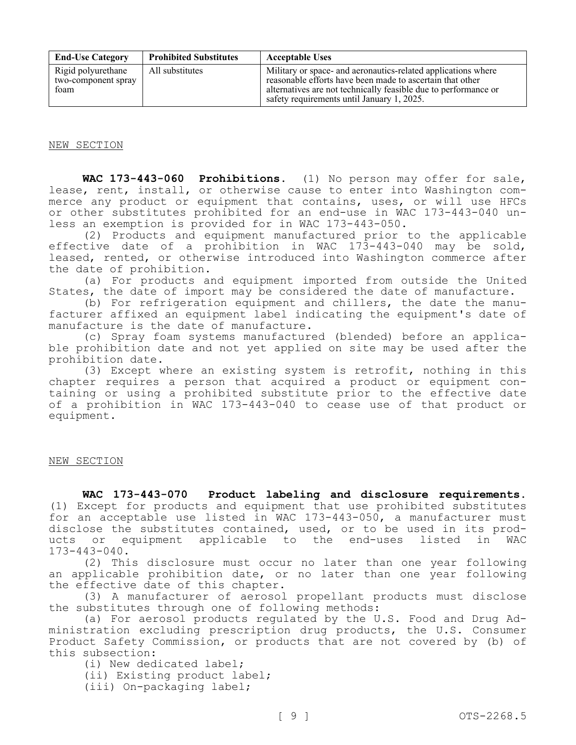| End-Use Category | Prohibited Substitutes | Acceptable Uses |
| --- | --- | --- |
| Rigid polyurethane two-component spray foam | All substitutes | Military or space- and aeronautics-related applications where reasonable efforts have been made to ascertain that other alternatives are not technically feasible due to performance or safety requirements until January 1, 2025. |

NEW SECTION

**WAC 173-443-060 Prohibitions.** (1) No person may offer for sale, lease, rent, install, or otherwise cause to enter into Washington commerce any product or equipment that contains, uses, or will use HFCs or other substitutes prohibited for an end-use in WAC 173-443-040 unless an exemption is provided for in WAC 173-443-050.

(2) Products and equipment manufactured prior to the applicable effective date of a prohibition in WAC 173-443-040 may be sold, leased, rented, or otherwise introduced into Washington commerce after the date of prohibition.

(a) For products and equipment imported from outside the United States, the date of import may be considered the date of manufacture.

(b) For refrigeration equipment and chillers, the date the manufacturer affixed an equipment label indicating the equipment's date of manufacture is the date of manufacture.

(c) Spray foam systems manufactured (blended) before an applicable prohibition date and not yet applied on site may be used after the prohibition date.

(3) Except where an existing system is retrofit, nothing in this chapter requires a person that acquired a product or equipment containing or using a prohibited substitute prior to the effective date of a prohibition in WAC 173-443-040 to cease use of that product or equipment.

NEW SECTION

**WAC 173-443-070 Product labeling and disclosure requirements.** (1) Except for products and equipment that use prohibited substitutes for an acceptable use listed in WAC 173-443-050, a manufacturer must disclose the substitutes contained, used, or to be used in its products or equipment applicable to the end-uses listed in WAC 173-443-040.

(2) This disclosure must occur no later than one year following an applicable prohibition date, or no later than one year following the effective date of this chapter.

(3) A manufacturer of aerosol propellant products must disclose the substitutes through one of following methods:

(a) For aerosol products regulated by the U.S. Food and Drug Administration excluding prescription drug products, the U.S. Consumer Product Safety Commission, or products that are not covered by (b) of this subsection:

(i) New dedicated label;

(ii) Existing product label;

(iii) On-packaging label;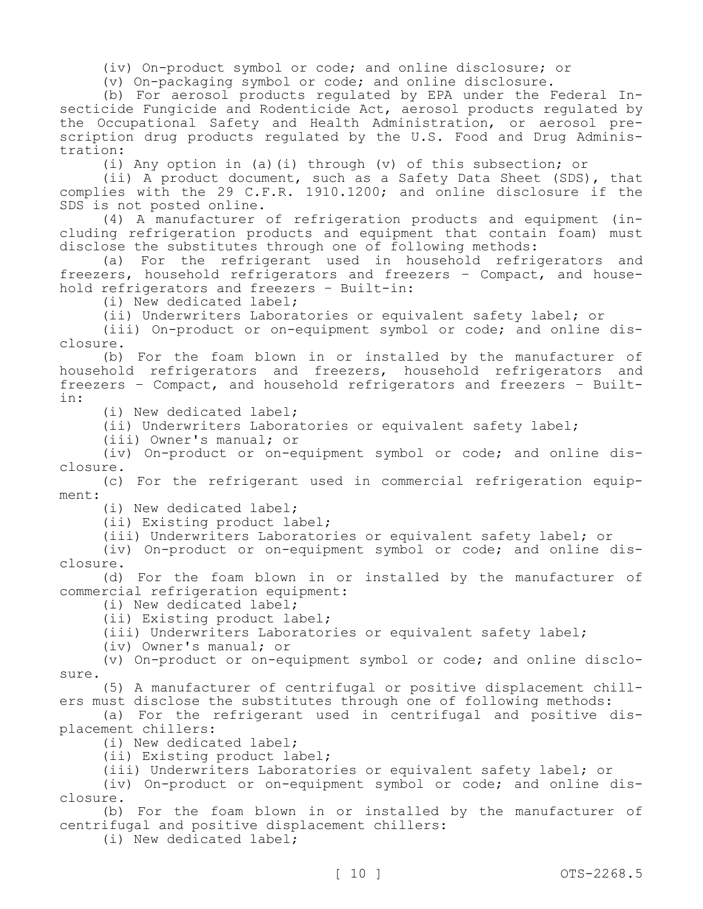(iv) On-product symbol or code; and online disclosure; or

(v) On-packaging symbol or code; and online disclosure.

(b) For aerosol products regulated by EPA under the Federal Insecticide Fungicide and Rodenticide Act, aerosol products regulated by the Occupational Safety and Health Administration, or aerosol prescription drug products regulated by the U.S. Food and Drug Administration:

(i) Any option in (a)(i) through (v) of this subsection; or

(ii) A product document, such as a Safety Data Sheet (SDS), that complies with the 29 C.F.R. 1910.1200; and online disclosure if the SDS is not posted online.

(4) A manufacturer of refrigeration products and equipment (including refrigeration products and equipment that contain foam) must disclose the substitutes through one of following methods:

(a) For the refrigerant used in household refrigerators and freezers, household refrigerators and freezers - Compact, and household refrigerators and freezers - Built-in:

(i) New dedicated label;

(ii) Underwriters Laboratories or equivalent safety label; or

(iii) On-product or on-equipment symbol or code; and online disclosure.

(b) For the foam blown in or installed by the manufacturer of household refrigerators and freezers, household refrigerators and freezers - Compact, and household refrigerators and freezers - Built-in:

(i) New dedicated label;

(ii) Underwriters Laboratories or equivalent safety label;

(iii) Owner's manual; or

(iv) On-product or on-equipment symbol or code; and online disclosure.

(c) For the refrigerant used in commercial refrigeration equipment:

(i) New dedicated label;

(ii) Existing product label;

(iii) Underwriters Laboratories or equivalent safety label; or

(iv) On-product or on-equipment symbol or code; and online disclosure.

(d) For the foam blown in or installed by the manufacturer of commercial refrigeration equipment:

(i) New dedicated label;

(ii) Existing product label;

(iii) Underwriters Laboratories or equivalent safety label;

(iv) Owner's manual; or

(v) On-product or on-equipment symbol or code; and online disclosure.

(5) A manufacturer of centrifugal or positive displacement chillers must disclose the substitutes through one of following methods:

(a) For the refrigerant used in centrifugal and positive displacement chillers:

(i) New dedicated label;

(ii) Existing product label;

(iii) Underwriters Laboratories or equivalent safety label; or

(iv) On-product or on-equipment symbol or code; and online disclosure.

(b) For the foam blown in or installed by the manufacturer of centrifugal and positive displacement chillers:

(i) New dedicated label;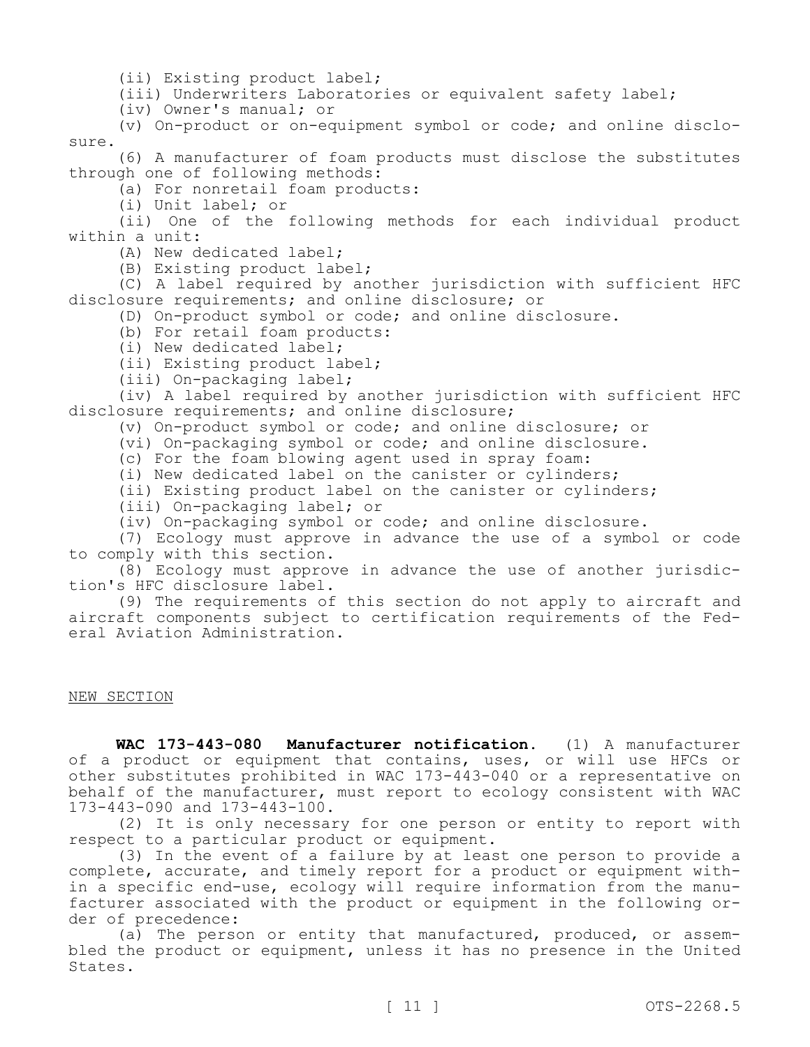(ii) Existing product label;

(iii) Underwriters Laboratories or equivalent safety label;

(iv) Owner's manual; or

(v) On-product or on-equipment symbol or code; and online disclosure.

(6) A manufacturer of foam products must disclose the substitutes through one of following methods:

(a) For nonretail foam products:

(i) Unit label; or

(ii) One of the following methods for each individual product within a unit:

(A) New dedicated label;

(B) Existing product label;

(C) A label required by another jurisdiction with sufficient HFC disclosure requirements; and online disclosure; or

(D) On-product symbol or code; and online disclosure.

(b) For retail foam products:

(i) New dedicated label;

(ii) Existing product label;

(iii) On-packaging label;

(iv) A label required by another jurisdiction with sufficient HFC disclosure requirements; and online disclosure;

(v) On-product symbol or code; and online disclosure; or

(vi) On-packaging symbol or code; and online disclosure.

(c) For the foam blowing agent used in spray foam:

(i) New dedicated label on the canister or cylinders;

(ii) Existing product label on the canister or cylinders;

(iii) On-packaging label; or

(iv) On-packaging symbol or code; and online disclosure.

(7) Ecology must approve in advance the use of a symbol or code to comply with this section.

(8) Ecology must approve in advance the use of another jurisdiction's HFC disclosure label.

(9) The requirements of this section do not apply to aircraft and aircraft components subject to certification requirements of the Federal Aviation Administration.

NEW SECTION

**WAC 173-443-080 Manufacturer notification.** (1) A manufacturer of a product or equipment that contains, uses, or will use HFCs or other substitutes prohibited in WAC 173-443-040 or a representative on behalf of the manufacturer, must report to ecology consistent with WAC 173-443-090 and 173-443-100.

(2) It is only necessary for one person or entity to report with respect to a particular product or equipment.

(3) In the event of a failure by at least one person to provide a complete, accurate, and timely report for a product or equipment within a specific end-use, ecology will require information from the manufacturer associated with the product or equipment in the following order of precedence:

(a) The person or entity that manufactured, produced, or assembled the product or equipment, unless it has no presence in the United States.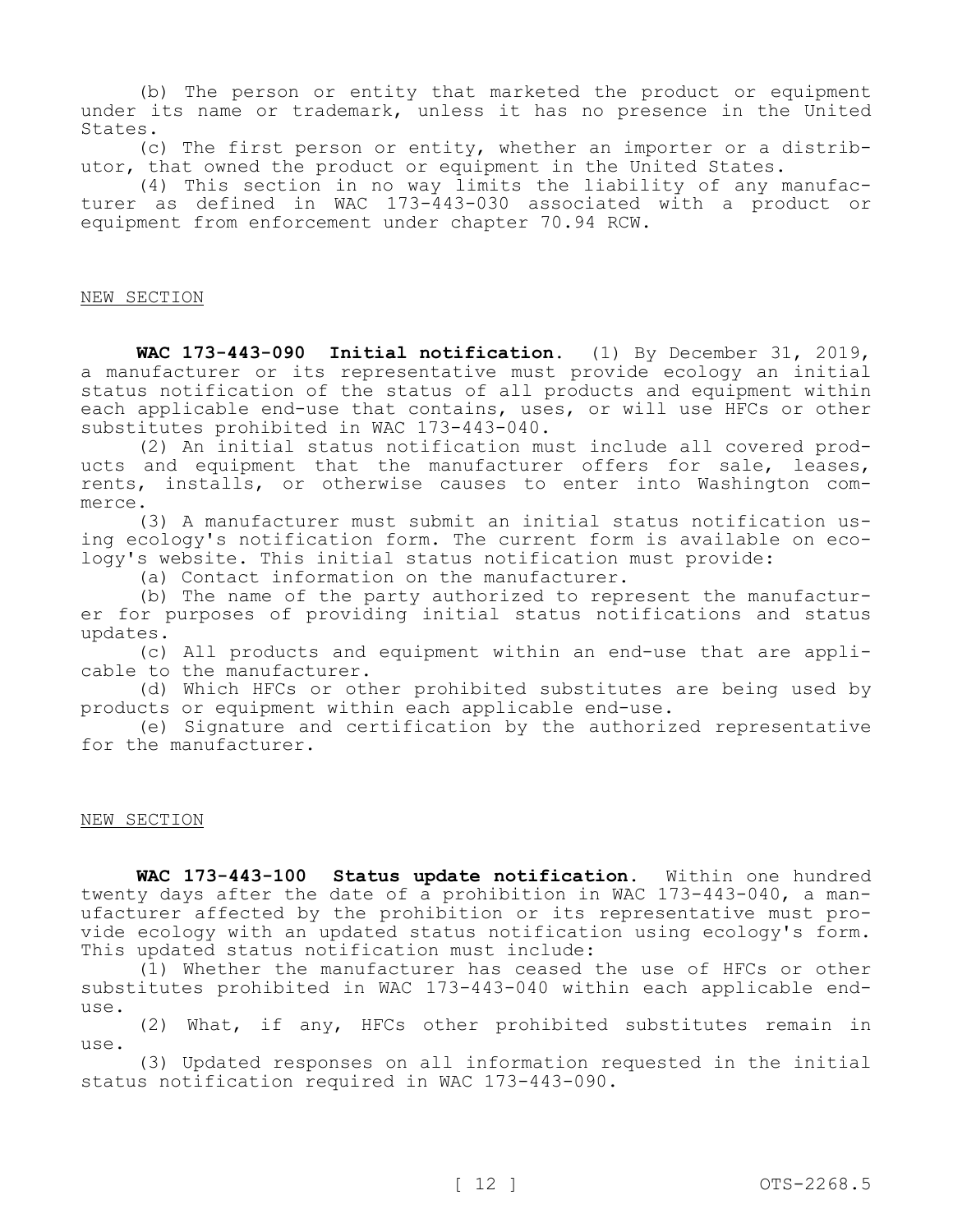(b) The person or entity that marketed the product or equipment under its name or trademark, unless it has no presence in the United States.

(c) The first person or entity, whether an importer or a distributor, that owned the product or equipment in the United States.

(4) This section in no way limits the liability of any manufacturer as defined in WAC 173-443-030 associated with a product or equipment from enforcement under chapter 70.94 RCW.

NEW SECTION

**WAC 173-443-090 Initial notification.** (1) By December 31, 2019, a manufacturer or its representative must provide ecology an initial status notification of the status of all products and equipment within each applicable end-use that contains, uses, or will use HFCs or other substitutes prohibited in WAC 173-443-040.

(2) An initial status notification must include all covered products and equipment that the manufacturer offers for sale, leases, rents, installs, or otherwise causes to enter into Washington commerce.

(3) A manufacturer must submit an initial status notification using ecology's notification form. The current form is available on ecology's website. This initial status notification must provide:

(a) Contact information on the manufacturer.

(b) The name of the party authorized to represent the manufacturer for purposes of providing initial status notifications and status updates.

(c) All products and equipment within an end-use that are applicable to the manufacturer.

(d) Which HFCs or other prohibited substitutes are being used by products or equipment within each applicable end-use.

(e) Signature and certification by the authorized representative for the manufacturer.

NEW SECTION

**WAC 173-443-100 Status update notification.** Within one hundred twenty days after the date of a prohibition in WAC 173-443-040, a manufacturer affected by the prohibition or its representative must provide ecology with an updated status notification using ecology's form. This updated status notification must include:

(1) Whether the manufacturer has ceased the use of HFCs or other substitutes prohibited in WAC 173-443-040 within each applicable end-use.

(2) What, if any, HFCs other prohibited substitutes remain in use.

(3) Updated responses on all information requested in the initial status notification required in WAC 173-443-090.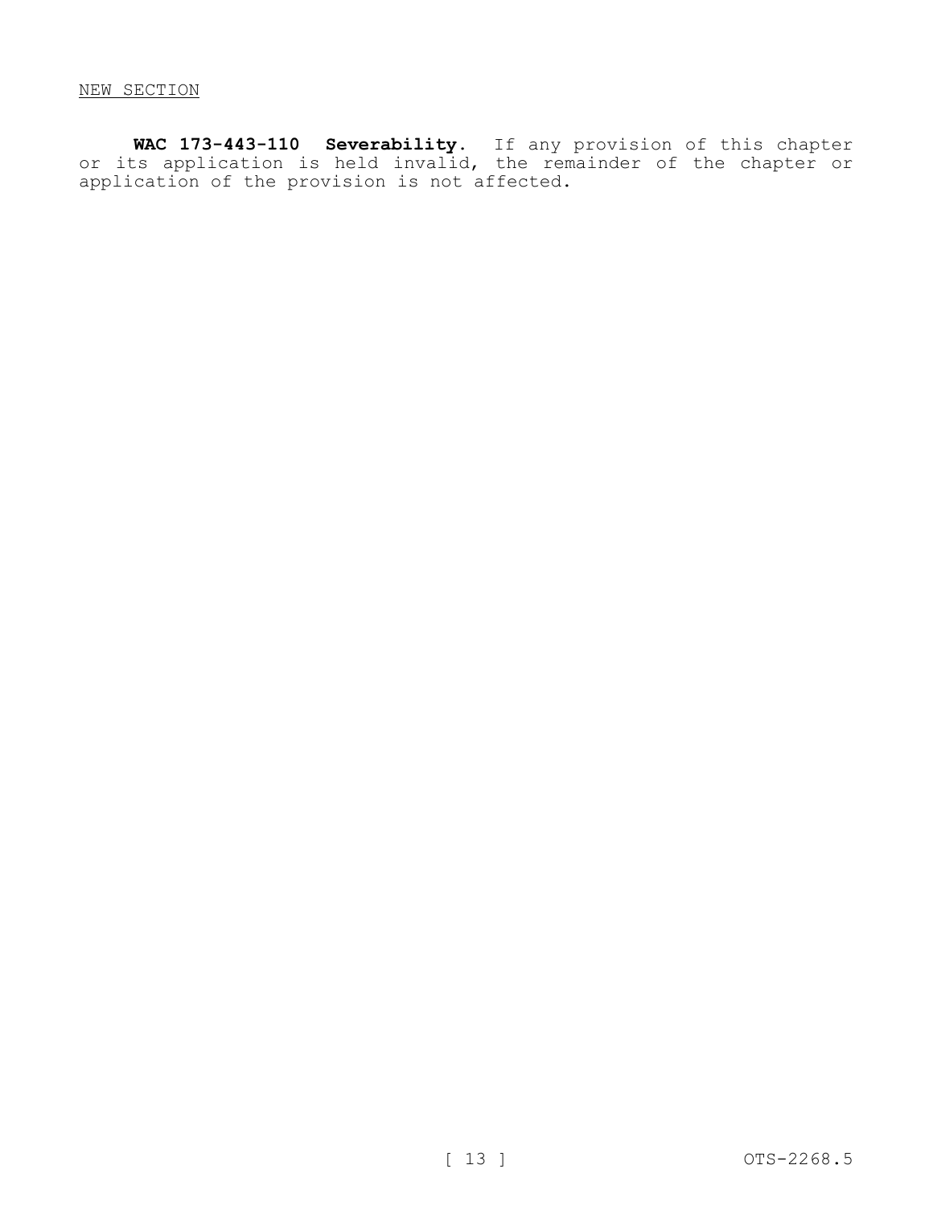NEW SECTION

**WAC 173-443-110 Severability.** If any provision of this chapter or its application is held invalid, the remainder of the chapter or application of the provision is not affected.